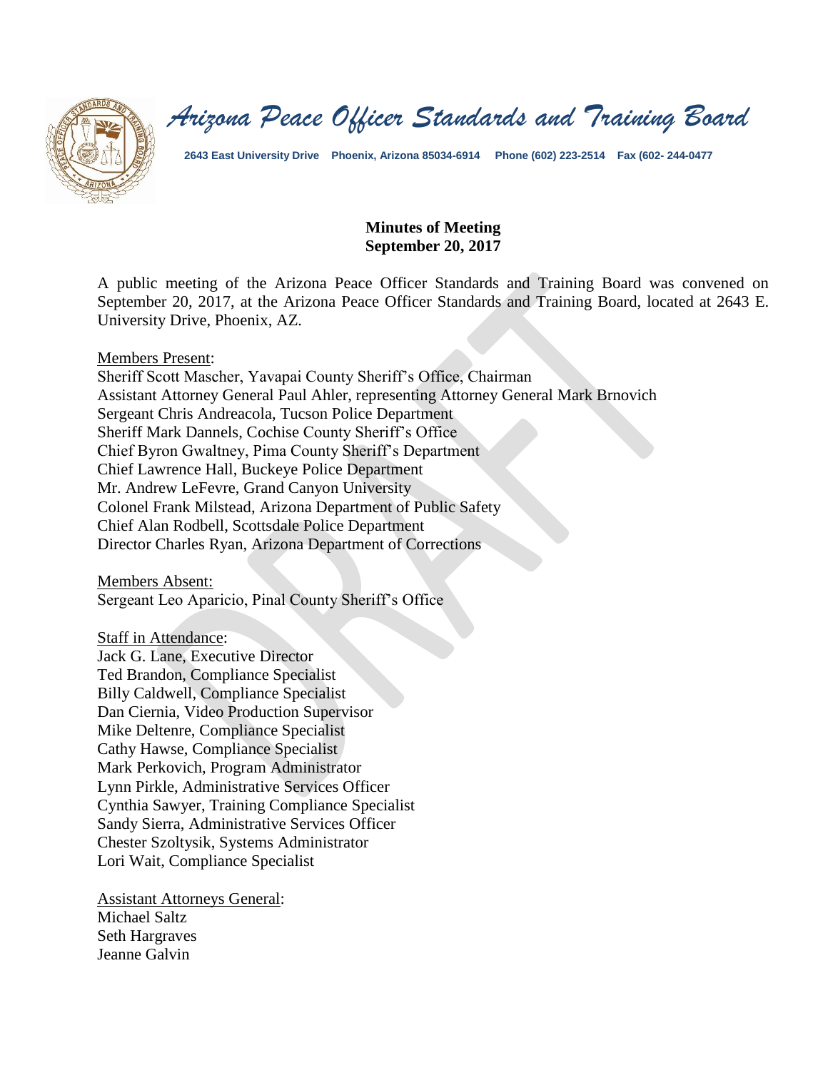# *Arizona Peace Officer Standards and Training Board*

2643 East University Drive Phoenix, Arizona 85034-6914 Phone (602) 223-2514 Fax (602- 244-0477

**Minutes of Meeting**
**September 20, 2017**

A public meeting of the Arizona Peace Officer Standards and Training Board was convened on September 20, 2017, at the Arizona Peace Officer Standards and Training Board, located at 2643 E. University Drive, Phoenix, AZ.

Members Present:
Sheriff Scott Mascher, Yavapai County Sheriff's Office, Chairman
Assistant Attorney General Paul Ahler, representing Attorney General Mark Brnovich
Sergeant Chris Andreacola, Tucson Police Department
Sheriff Mark Dannels, Cochise County Sheriff's Office
Chief Byron Gwaltney, Pima County Sheriff's Department
Chief Lawrence Hall, Buckeye Police Department
Mr. Andrew LeFevre, Grand Canyon University
Colonel Frank Milstead, Arizona Department of Public Safety
Chief Alan Rodbell, Scottsdale Police Department
Director Charles Ryan, Arizona Department of Corrections

Members Absent:
Sergeant Leo Aparicio, Pinal County Sheriff's Office

Staff in Attendance:
Jack G. Lane, Executive Director
Ted Brandon, Compliance Specialist
Billy Caldwell, Compliance Specialist
Dan Ciernia, Video Production Supervisor
Mike Deltenre, Compliance Specialist
Cathy Hawse, Compliance Specialist
Mark Perkovich, Program Administrator
Lynn Pirkle, Administrative Services Officer
Cynthia Sawyer, Training Compliance Specialist
Sandy Sierra, Administrative Services Officer
Chester Szoltysik, Systems Administrator
Lori Wait, Compliance Specialist

Assistant Attorneys General:
Michael Saltz
Seth Hargraves
Jeanne Galvin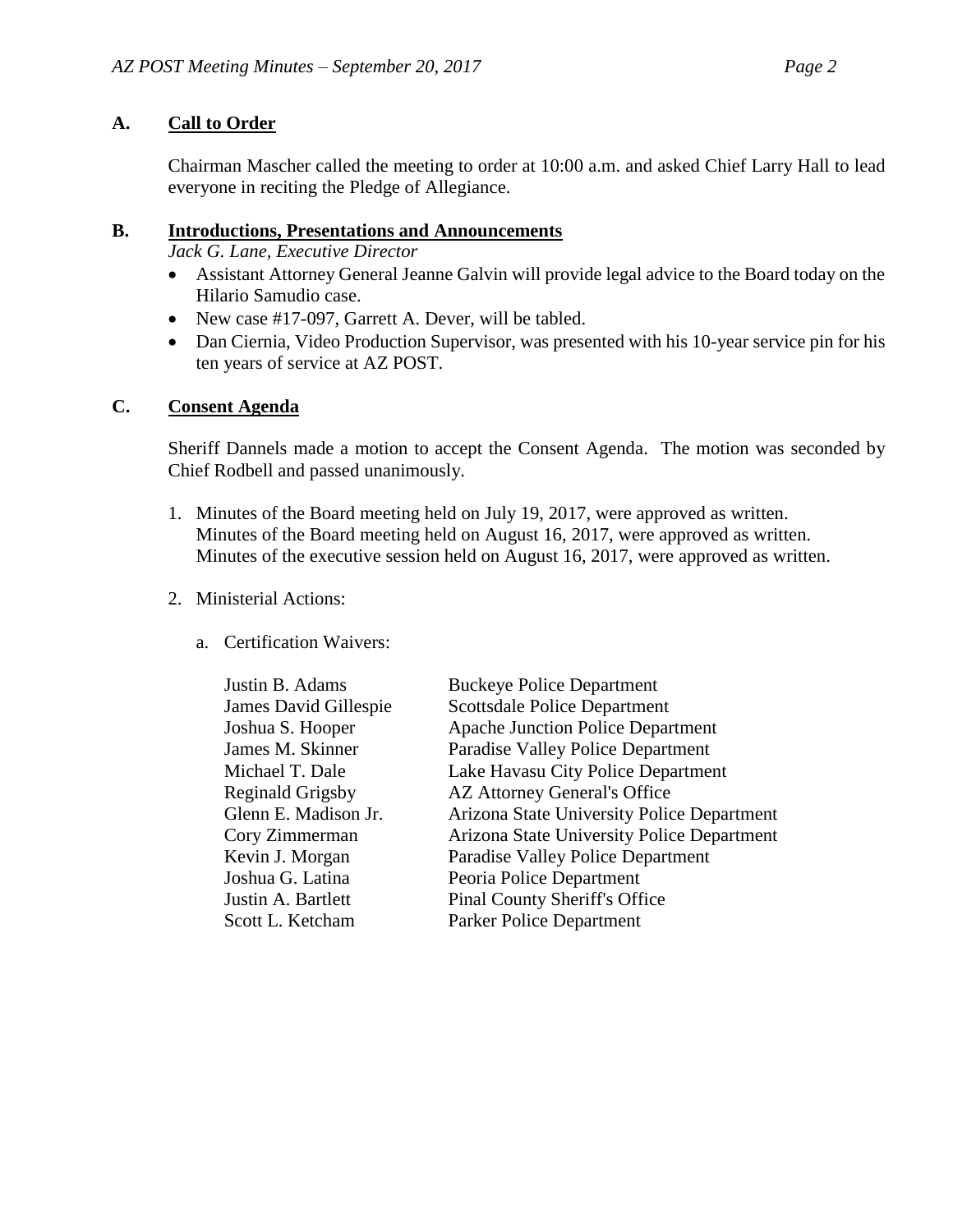## A. Call to Order

Chairman Mascher called the meeting to order at 10:00 a.m. and asked Chief Larry Hall to lead everyone in reciting the Pledge of Allegiance.

## B. Introductions, Presentations and Announcements

*Jack G. Lane, Executive Director*

- Assistant Attorney General Jeanne Galvin will provide legal advice to the Board today on the Hilario Samudio case.
- New case #17-097, Garrett A. Dever, will be tabled.
- Dan Ciernia, Video Production Supervisor, was presented with his 10-year service pin for his ten years of service at AZ POST.

## C. Consent Agenda

Sheriff Dannels made a motion to accept the Consent Agenda. The motion was seconded by Chief Rodbell and passed unanimously.

1. Minutes of the Board meeting held on July 19, 2017, were approved as written.
   Minutes of the Board meeting held on August 16, 2017, were approved as written.
   Minutes of the executive session held on August 16, 2017, were approved as written.

2. Ministerial Actions:

   a. Certification Waivers:

| | |
|---|---|
| Justin B. Adams | Buckeye Police Department |
| James David Gillespie | Scottsdale Police Department |
| Joshua S. Hooper | Apache Junction Police Department |
| James M. Skinner | Paradise Valley Police Department |
| Michael T. Dale | Lake Havasu City Police Department |
| Reginald Grigsby | AZ Attorney General's Office |
| Glenn E. Madison Jr. | Arizona State University Police Department |
| Cory Zimmerman | Arizona State University Police Department |
| Kevin J. Morgan | Paradise Valley Police Department |
| Joshua G. Latina | Peoria Police Department |
| Justin A. Bartlett | Pinal County Sheriff's Office |
| Scott L. Ketcham | Parker Police Department |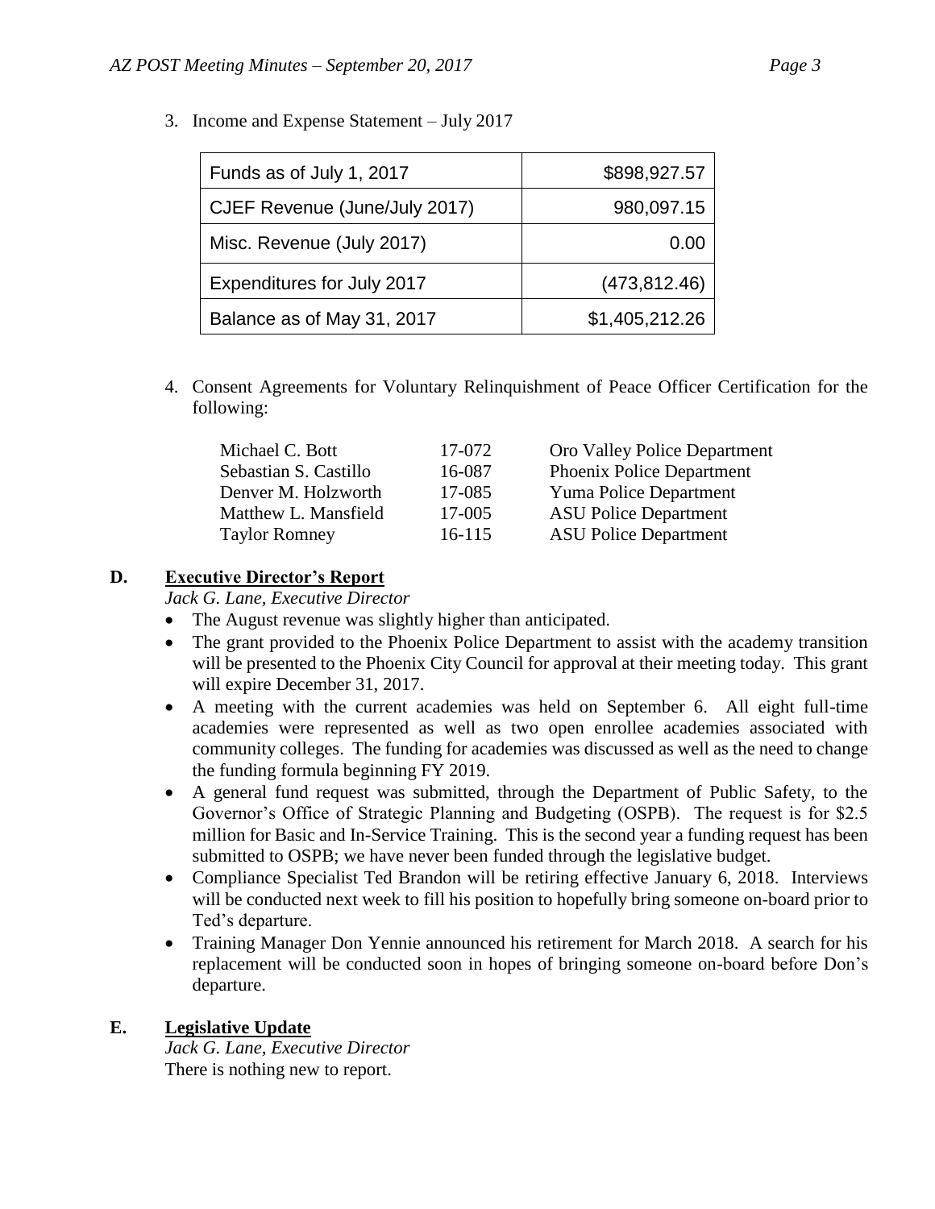3. Income and Expense Statement – July 2017

| Funds as of July 1, 2017 | $898,927.57 |
|---|---|
| CJEF Revenue (June/July 2017) | 980,097.15 |
| Misc. Revenue (July 2017) | 0.00 |
| Expenditures for July 2017 | (473,812.46) |
| Balance as of May 31, 2017 | $1,405,212.26 |

4. Consent Agreements for Voluntary Relinquishment of Peace Officer Certification for the following:

| | | |
|---|---|---|
| Michael C. Bott | 17-072 | Oro Valley Police Department |
| Sebastian S. Castillo | 16-087 | Phoenix Police Department |
| Denver M. Holzworth | 17-085 | Yuma Police Department |
| Matthew L. Mansfield | 17-005 | ASU Police Department |
| Taylor Romney | 16-115 | ASU Police Department |

## D. Executive Director's Report

*Jack G. Lane, Executive Director*

- The August revenue was slightly higher than anticipated.
- The grant provided to the Phoenix Police Department to assist with the academy transition will be presented to the Phoenix City Council for approval at their meeting today. This grant will expire December 31, 2017.
- A meeting with the current academies was held on September 6. All eight full-time academies were represented as well as two open enrollee academies associated with community colleges. The funding for academies was discussed as well as the need to change the funding formula beginning FY 2019.
- A general fund request was submitted, through the Department of Public Safety, to the Governor's Office of Strategic Planning and Budgeting (OSPB). The request is for $2.5 million for Basic and In-Service Training. This is the second year a funding request has been submitted to OSPB; we have never been funded through the legislative budget.
- Compliance Specialist Ted Brandon will be retiring effective January 6, 2018. Interviews will be conducted next week to fill his position to hopefully bring someone on-board prior to Ted's departure.
- Training Manager Don Yennie announced his retirement for March 2018. A search for his replacement will be conducted soon in hopes of bringing someone on-board before Don's departure.

## E. Legislative Update

*Jack G. Lane, Executive Director*

There is nothing new to report.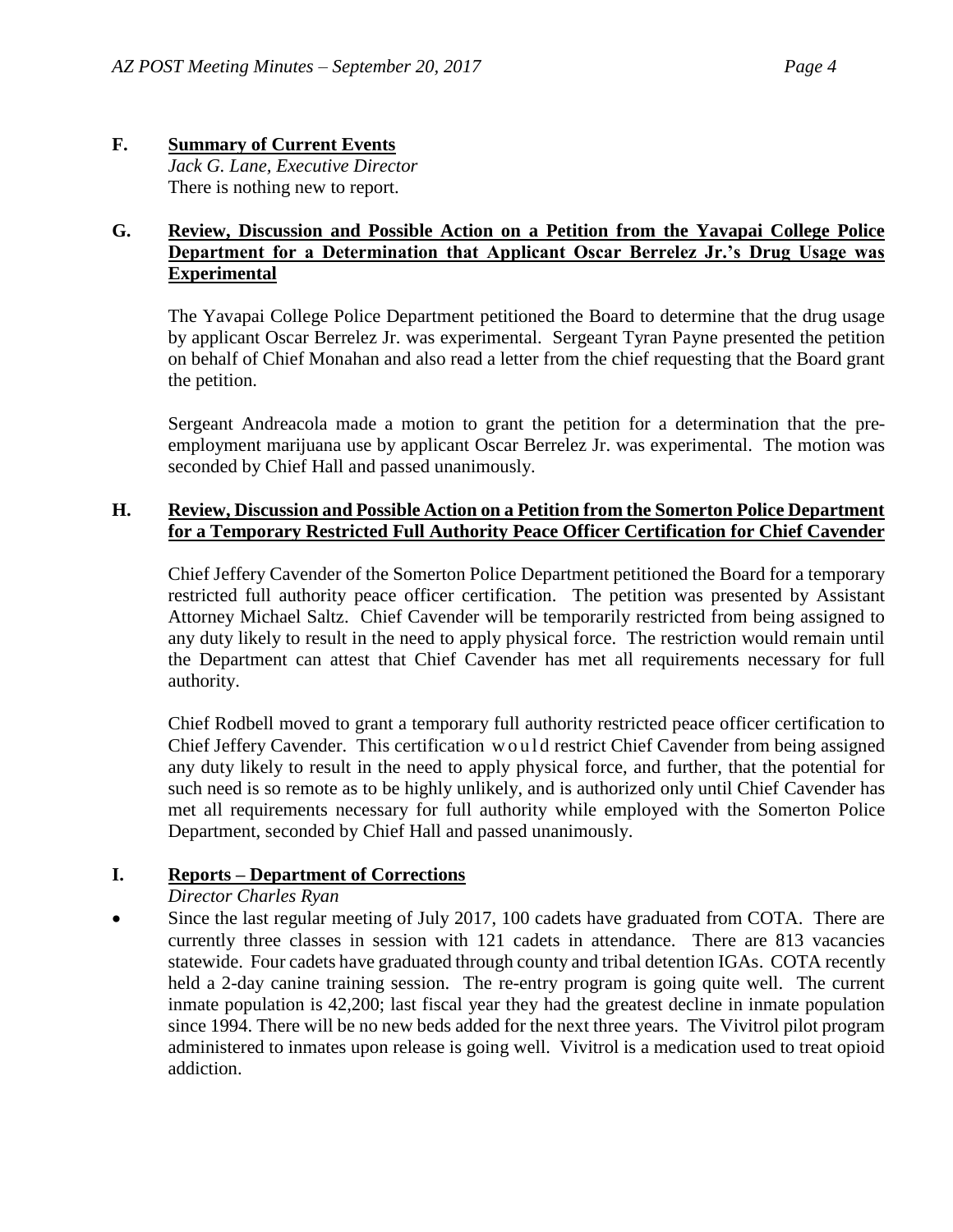**F. Summary of Current Events**
*Jack G. Lane, Executive Director*
There is nothing new to report.

**G. Review, Discussion and Possible Action on a Petition from the Yavapai College Police Department for a Determination that Applicant Oscar Berrelez Jr.'s Drug Usage was Experimental**

The Yavapai College Police Department petitioned the Board to determine that the drug usage by applicant Oscar Berrelez Jr. was experimental. Sergeant Tyran Payne presented the petition on behalf of Chief Monahan and also read a letter from the chief requesting that the Board grant the petition.

Sergeant Andreacola made a motion to grant the petition for a determination that the pre-employment marijuana use by applicant Oscar Berrelez Jr. was experimental. The motion was seconded by Chief Hall and passed unanimously.

**H. Review, Discussion and Possible Action on a Petition from the Somerton Police Department for a Temporary Restricted Full Authority Peace Officer Certification for Chief Cavender**

Chief Jeffery Cavender of the Somerton Police Department petitioned the Board for a temporary restricted full authority peace officer certification. The petition was presented by Assistant Attorney Michael Saltz. Chief Cavender will be temporarily restricted from being assigned to any duty likely to result in the need to apply physical force. The restriction would remain until the Department can attest that Chief Cavender has met all requirements necessary for full authority.

Chief Rodbell moved to grant a temporary full authority restricted peace officer certification to Chief Jeffery Cavender. This certification would restrict Chief Cavender from being assigned any duty likely to result in the need to apply physical force, and further, that the potential for such need is so remote as to be highly unlikely, and is authorized only until Chief Cavender has met all requirements necessary for full authority while employed with the Somerton Police Department, seconded by Chief Hall and passed unanimously.

**I. Reports – Department of Corrections**
*Director Charles Ryan*

- Since the last regular meeting of July 2017, 100 cadets have graduated from COTA. There are currently three classes in session with 121 cadets in attendance. There are 813 vacancies statewide. Four cadets have graduated through county and tribal detention IGAs. COTA recently held a 2-day canine training session. The re-entry program is going quite well. The current inmate population is 42,200; last fiscal year they had the greatest decline in inmate population since 1994. There will be no new beds added for the next three years. The Vivitrol pilot program administered to inmates upon release is going well. Vivitrol is a medication used to treat opioid addiction.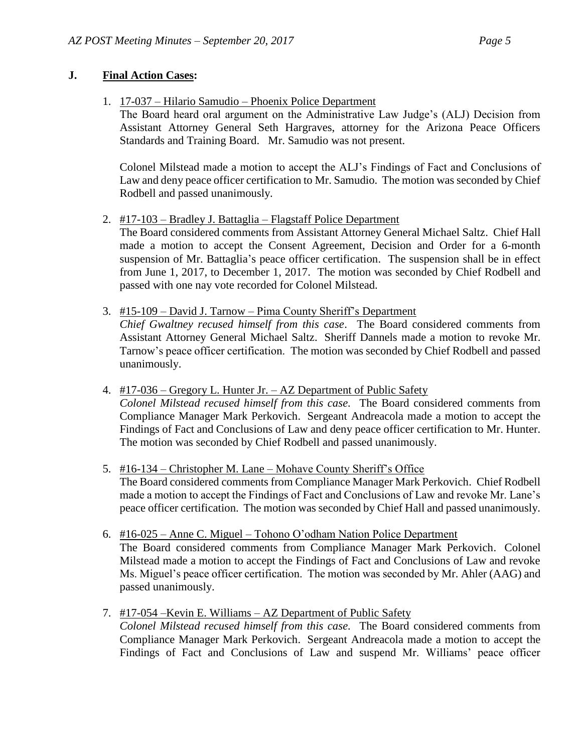## J. **Final Action Cases:**

1. 17-037 – Hilario Samudio – Phoenix Police Department

   The Board heard oral argument on the Administrative Law Judge's (ALJ) Decision from Assistant Attorney General Seth Hargraves, attorney for the Arizona Peace Officers Standards and Training Board. Mr. Samudio was not present.

   Colonel Milstead made a motion to accept the ALJ's Findings of Fact and Conclusions of Law and deny peace officer certification to Mr. Samudio. The motion was seconded by Chief Rodbell and passed unanimously.

2. #17-103 – Bradley J. Battaglia – Flagstaff Police Department

   The Board considered comments from Assistant Attorney General Michael Saltz. Chief Hall made a motion to accept the Consent Agreement, Decision and Order for a 6-month suspension of Mr. Battaglia's peace officer certification. The suspension shall be in effect from June 1, 2017, to December 1, 2017. The motion was seconded by Chief Rodbell and passed with one nay vote recorded for Colonel Milstead.

3. #15-109 – David J. Tarnow – Pima County Sheriff's Department

   *Chief Gwaltney recused himself from this case*. The Board considered comments from Assistant Attorney General Michael Saltz. Sheriff Dannels made a motion to revoke Mr. Tarnow's peace officer certification. The motion was seconded by Chief Rodbell and passed unanimously.

4. #17-036 – Gregory L. Hunter Jr. – AZ Department of Public Safety

   *Colonel Milstead recused himself from this case.* The Board considered comments from Compliance Manager Mark Perkovich. Sergeant Andreacola made a motion to accept the Findings of Fact and Conclusions of Law and deny peace officer certification to Mr. Hunter. The motion was seconded by Chief Rodbell and passed unanimously.

5. #16-134 – Christopher M. Lane – Mohave County Sheriff's Office

   The Board considered comments from Compliance Manager Mark Perkovich. Chief Rodbell made a motion to accept the Findings of Fact and Conclusions of Law and revoke Mr. Lane's peace officer certification. The motion was seconded by Chief Hall and passed unanimously.

6. #16-025 – Anne C. Miguel – Tohono O'odham Nation Police Department

   The Board considered comments from Compliance Manager Mark Perkovich. Colonel Milstead made a motion to accept the Findings of Fact and Conclusions of Law and revoke Ms. Miguel's peace officer certification. The motion was seconded by Mr. Ahler (AAG) and passed unanimously.

7. #17-054 –Kevin E. Williams – AZ Department of Public Safety

   *Colonel Milstead recused himself from this case.* The Board considered comments from Compliance Manager Mark Perkovich. Sergeant Andreacola made a motion to accept the Findings of Fact and Conclusions of Law and suspend Mr. Williams' peace officer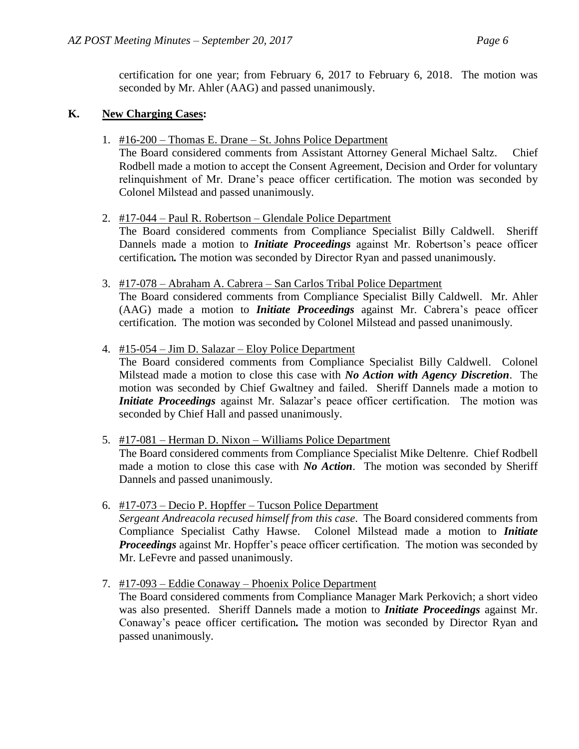certification for one year; from February 6, 2017 to February 6, 2018. The motion was seconded by Mr. Ahler (AAG) and passed unanimously.

**K. New Charging Cases:**

1. #16-200 – Thomas E. Drane – St. Johns Police Department
   The Board considered comments from Assistant Attorney General Michael Saltz. Chief Rodbell made a motion to accept the Consent Agreement, Decision and Order for voluntary relinquishment of Mr. Drane's peace officer certification. The motion was seconded by Colonel Milstead and passed unanimously.

2. #17-044 – Paul R. Robertson – Glendale Police Department
   The Board considered comments from Compliance Specialist Billy Caldwell. Sheriff Dannels made a motion to ***Initiate Proceedings*** against Mr. Robertson's peace officer certification**.** The motion was seconded by Director Ryan and passed unanimously.

3. #17-078 – Abraham A. Cabrera – San Carlos Tribal Police Department
   The Board considered comments from Compliance Specialist Billy Caldwell. Mr. Ahler (AAG) made a motion to ***Initiate Proceedings*** against Mr. Cabrera's peace officer certification. The motion was seconded by Colonel Milstead and passed unanimously.

4. #15-054 – Jim D. Salazar – Eloy Police Department
   The Board considered comments from Compliance Specialist Billy Caldwell. Colonel Milstead made a motion to close this case with ***No Action with Agency Discretion***. The motion was seconded by Chief Gwaltney and failed. Sheriff Dannels made a motion to ***Initiate Proceedings*** against Mr. Salazar's peace officer certification. The motion was seconded by Chief Hall and passed unanimously.

5. #17-081 – Herman D. Nixon – Williams Police Department
   The Board considered comments from Compliance Specialist Mike Deltenre. Chief Rodbell made a motion to close this case with ***No Action***. The motion was seconded by Sheriff Dannels and passed unanimously.

6. #17-073 – Decio P. Hopffer – Tucson Police Department
   *Sergeant Andreacola recused himself from this case*. The Board considered comments from Compliance Specialist Cathy Hawse. Colonel Milstead made a motion to ***Initiate Proceedings*** against Mr. Hopffer's peace officer certification. The motion was seconded by Mr. LeFevre and passed unanimously.

7. #17-093 – Eddie Conaway – Phoenix Police Department
   The Board considered comments from Compliance Manager Mark Perkovich; a short video was also presented. Sheriff Dannels made a motion to ***Initiate Proceedings*** against Mr. Conaway's peace officer certification**.** The motion was seconded by Director Ryan and passed unanimously.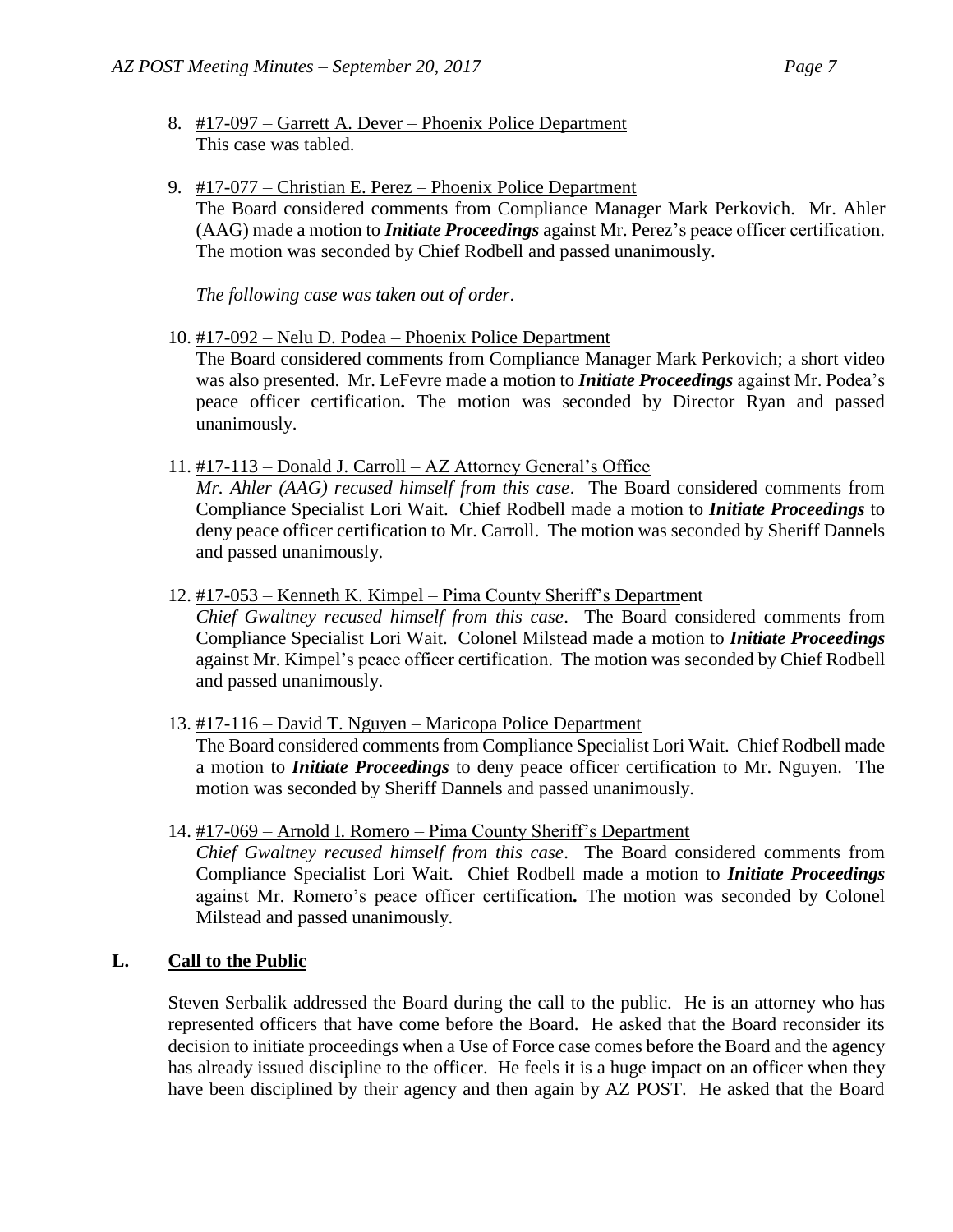8. <u>#17-097 – Garrett A. Dever – Phoenix Police Department</u>
   This case was tabled.

9. <u>#17-077 – Christian E. Perez – Phoenix Police Department</u>
   The Board considered comments from Compliance Manager Mark Perkovich. Mr. Ahler (AAG) made a motion to ***Initiate Proceedings*** against Mr. Perez's peace officer certification. The motion was seconded by Chief Rodbell and passed unanimously.

   *The following case was taken out of order*.

10. <u>#17-092 – Nelu D. Podea – Phoenix Police Department</u>
    The Board considered comments from Compliance Manager Mark Perkovich; a short video was also presented. Mr. LeFevre made a motion to ***Initiate Proceedings*** against Mr. Podea's peace officer certification**.** The motion was seconded by Director Ryan and passed unanimously.

11. <u>#17-113 – Donald J. Carroll – AZ Attorney General's Office</u>
    *Mr. Ahler (AAG) recused himself from this case*. The Board considered comments from Compliance Specialist Lori Wait. Chief Rodbell made a motion to ***Initiate Proceedings*** to deny peace officer certification to Mr. Carroll. The motion was seconded by Sheriff Dannels and passed unanimously.

12. <u>#17-053 – Kenneth K. Kimpel – Pima County Sheriff's Department</u>
    *Chief Gwaltney recused himself from this case*. The Board considered comments from Compliance Specialist Lori Wait. Colonel Milstead made a motion to ***Initiate Proceedings*** against Mr. Kimpel's peace officer certification. The motion was seconded by Chief Rodbell and passed unanimously.

13. <u>#17-116 – David T. Nguyen – Maricopa Police Department</u>
    The Board considered comments from Compliance Specialist Lori Wait. Chief Rodbell made a motion to ***Initiate Proceedings*** to deny peace officer certification to Mr. Nguyen. The motion was seconded by Sheriff Dannels and passed unanimously.

14. <u>#17-069 – Arnold I. Romero – Pima County Sheriff's Department</u>
    *Chief Gwaltney recused himself from this case*. The Board considered comments from Compliance Specialist Lori Wait. Chief Rodbell made a motion to ***Initiate Proceedings*** against Mr. Romero's peace officer certification**.** The motion was seconded by Colonel Milstead and passed unanimously.

## L. <u>Call to the Public</u>

Steven Serbalik addressed the Board during the call to the public. He is an attorney who has represented officers that have come before the Board. He asked that the Board reconsider its decision to initiate proceedings when a Use of Force case comes before the Board and the agency has already issued discipline to the officer. He feels it is a huge impact on an officer when they have been disciplined by their agency and then again by AZ POST. He asked that the Board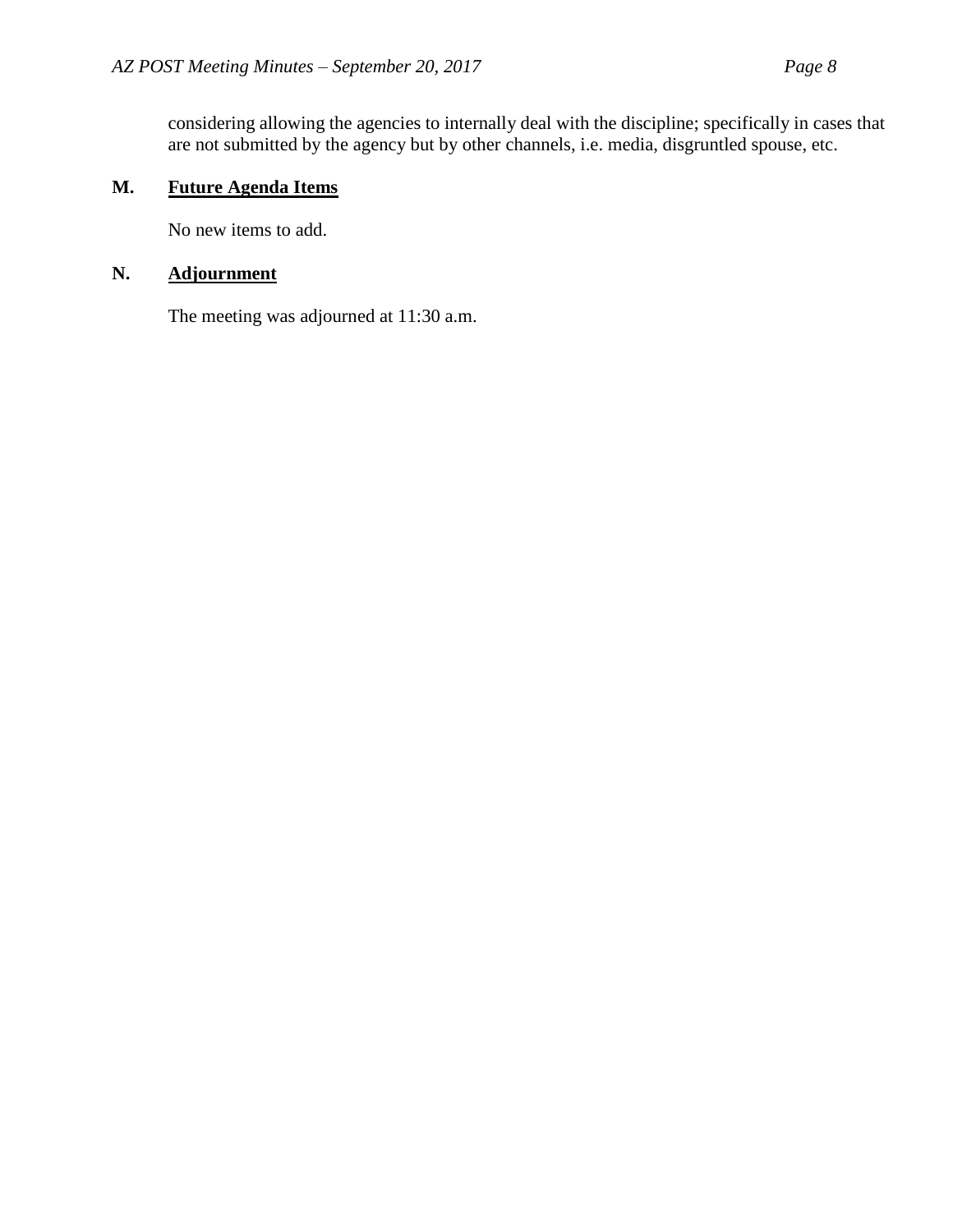considering allowing the agencies to internally deal with the discipline; specifically in cases that are not submitted by the agency but by other channels, i.e. media, disgruntled spouse, etc.

## M. Future Agenda Items

No new items to add.

## N. Adjournment

The meeting was adjourned at 11:30 a.m.